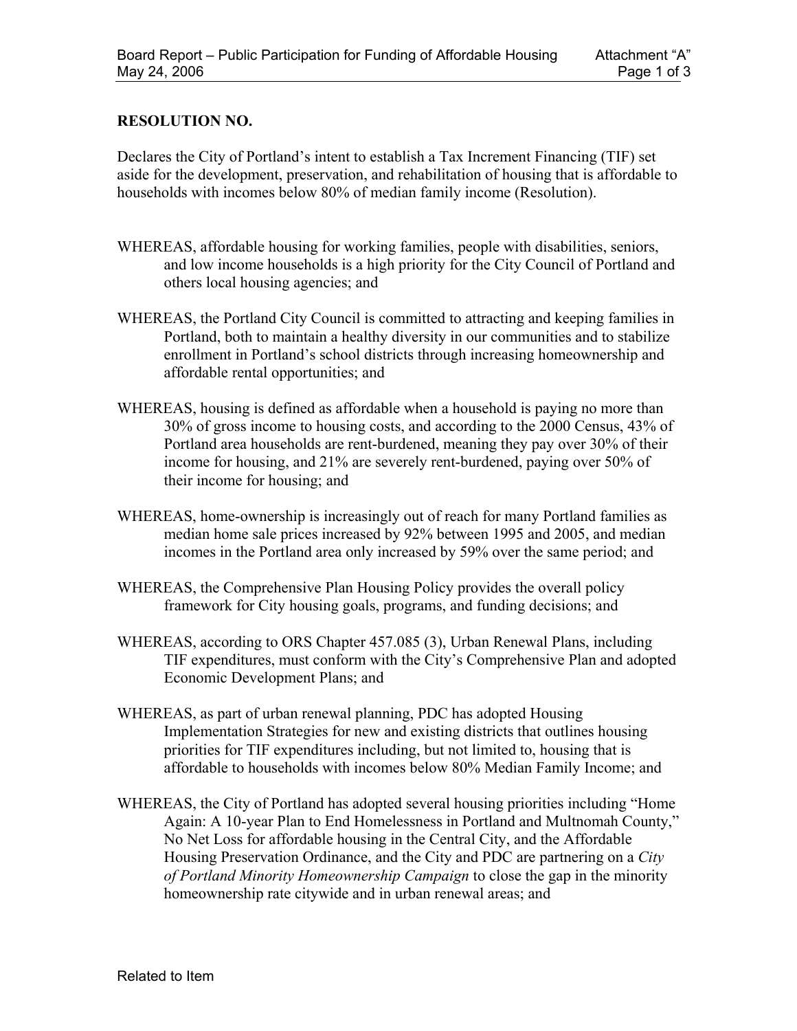**RESOLUTION NO.**

Declares the City of Portland's intent to establish a Tax Increment Financing (TIF) set aside for the development, preservation, and rehabilitation of housing that is affordable to households with incomes below 80% of median family income (Resolution).

WHEREAS, affordable housing for working families, people with disabilities, seniors, and low income households is a high priority for the City Council of Portland and others local housing agencies; and

WHEREAS, the Portland City Council is committed to attracting and keeping families in Portland, both to maintain a healthy diversity in our communities and to stabilize enrollment in Portland's school districts through increasing homeownership and affordable rental opportunities; and

WHEREAS, housing is defined as affordable when a household is paying no more than 30% of gross income to housing costs, and according to the 2000 Census, 43% of Portland area households are rent-burdened, meaning they pay over 30% of their income for housing, and 21% are severely rent-burdened, paying over 50% of their income for housing; and

WHEREAS, home-ownership is increasingly out of reach for many Portland families as median home sale prices increased by 92% between 1995 and 2005, and median incomes in the Portland area only increased by 59% over the same period; and

WHEREAS, the Comprehensive Plan Housing Policy provides the overall policy framework for City housing goals, programs, and funding decisions; and

WHEREAS, according to ORS Chapter 457.085 (3), Urban Renewal Plans, including TIF expenditures, must conform with the City's Comprehensive Plan and adopted Economic Development Plans; and

WHEREAS, as part of urban renewal planning, PDC has adopted Housing Implementation Strategies for new and existing districts that outlines housing priorities for TIF expenditures including, but not limited to, housing that is affordable to households with incomes below 80% Median Family Income; and

WHEREAS, the City of Portland has adopted several housing priorities including "Home Again: A 10-year Plan to End Homelessness in Portland and Multnomah County," No Net Loss for affordable housing in the Central City, and the Affordable Housing Preservation Ordinance, and the City and PDC are partnering on a *City of Portland Minority Homeownership Campaign* to close the gap in the minority homeownership rate citywide and in urban renewal areas; and

Related to Item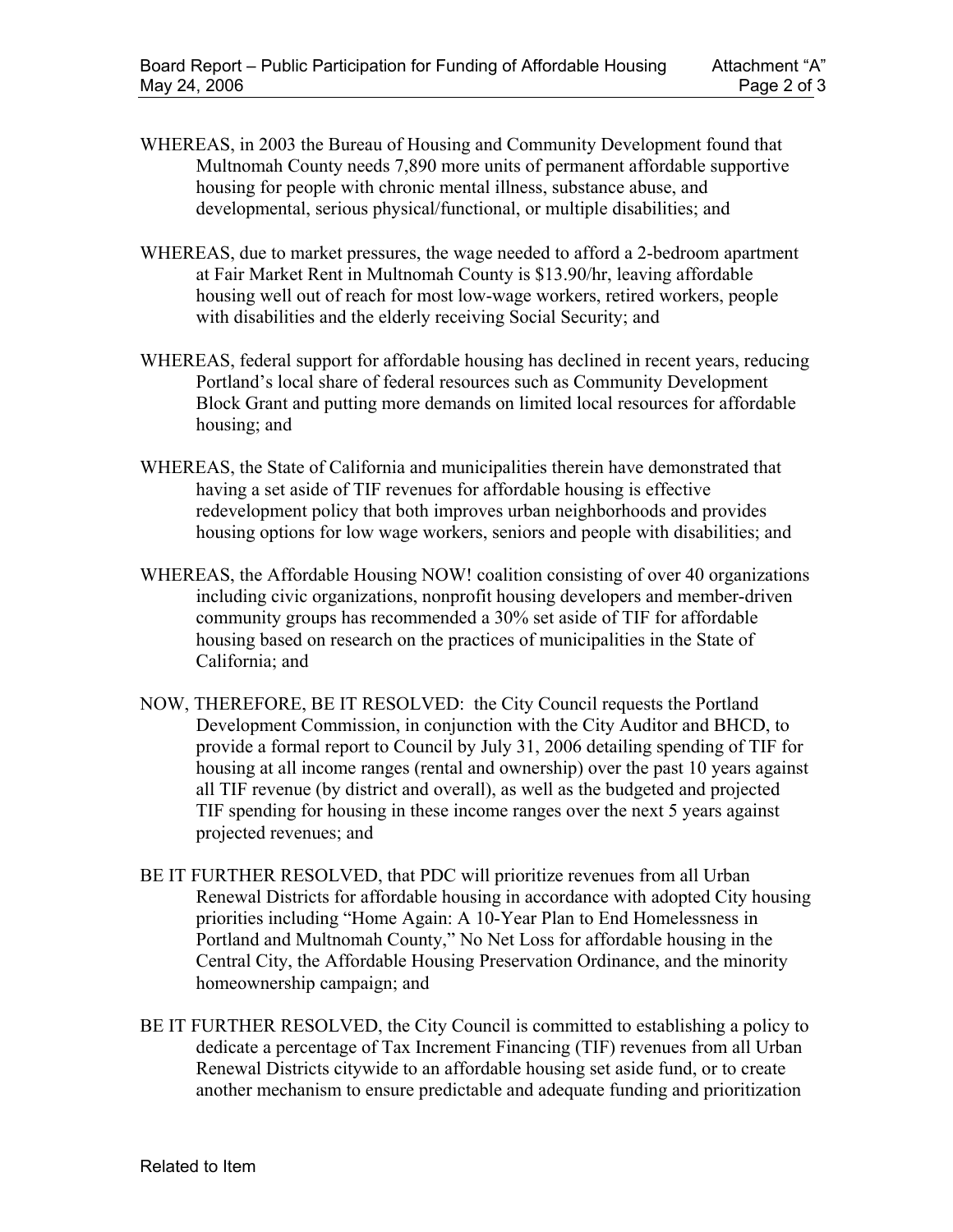WHEREAS, in 2003 the Bureau of Housing and Community Development found that Multnomah County needs 7,890 more units of permanent affordable supportive housing for people with chronic mental illness, substance abuse, and developmental, serious physical/functional, or multiple disabilities; and

WHEREAS, due to market pressures, the wage needed to afford a 2-bedroom apartment at Fair Market Rent in Multnomah County is $13.90/hr, leaving affordable housing well out of reach for most low-wage workers, retired workers, people with disabilities and the elderly receiving Social Security; and

WHEREAS, federal support for affordable housing has declined in recent years, reducing Portland's local share of federal resources such as Community Development Block Grant and putting more demands on limited local resources for affordable housing; and

WHEREAS, the State of California and municipalities therein have demonstrated that having a set aside of TIF revenues for affordable housing is effective redevelopment policy that both improves urban neighborhoods and provides housing options for low wage workers, seniors and people with disabilities; and

WHEREAS, the Affordable Housing NOW! coalition consisting of over 40 organizations including civic organizations, nonprofit housing developers and member-driven community groups has recommended a 30% set aside of TIF for affordable housing based on research on the practices of municipalities in the State of California; and

NOW, THEREFORE, BE IT RESOLVED: the City Council requests the Portland Development Commission, in conjunction with the City Auditor and BHCD, to provide a formal report to Council by July 31, 2006 detailing spending of TIF for housing at all income ranges (rental and ownership) over the past 10 years against all TIF revenue (by district and overall), as well as the budgeted and projected TIF spending for housing in these income ranges over the next 5 years against projected revenues; and

BE IT FURTHER RESOLVED, that PDC will prioritize revenues from all Urban Renewal Districts for affordable housing in accordance with adopted City housing priorities including "Home Again: A 10-Year Plan to End Homelessness in Portland and Multnomah County," No Net Loss for affordable housing in the Central City, the Affordable Housing Preservation Ordinance, and the minority homeownership campaign; and

BE IT FURTHER RESOLVED, the City Council is committed to establishing a policy to dedicate a percentage of Tax Increment Financing (TIF) revenues from all Urban Renewal Districts citywide to an affordable housing set aside fund, or to create another mechanism to ensure predictable and adequate funding and prioritization

Related to Item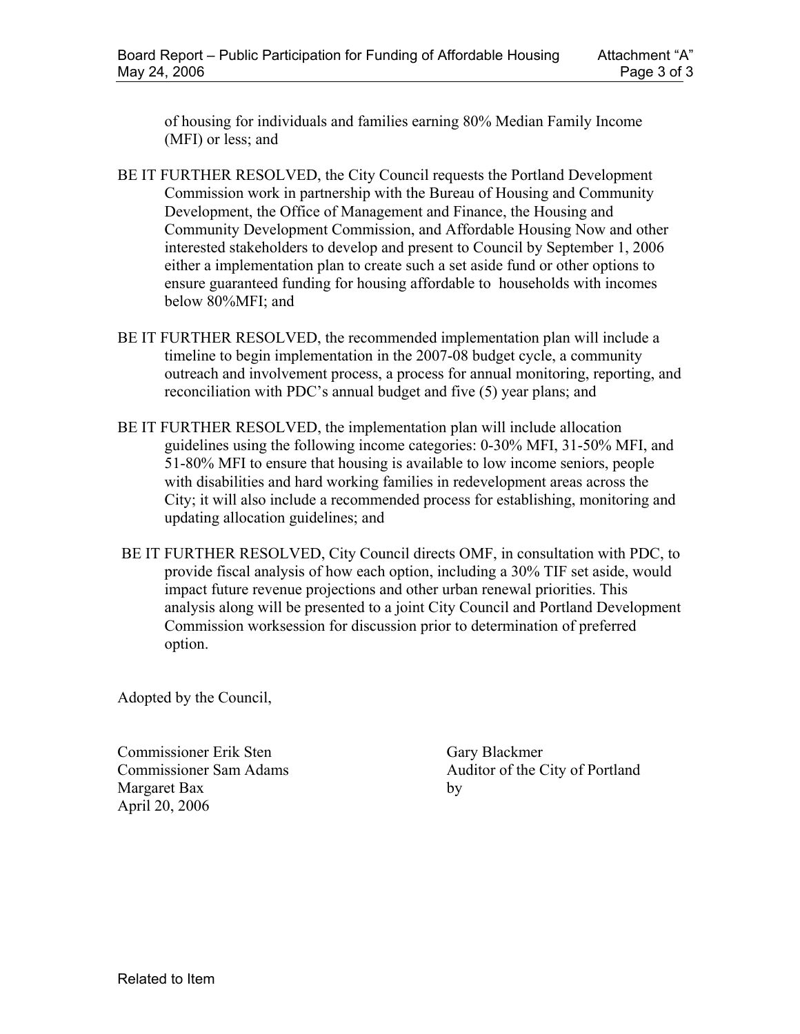of housing for individuals and families earning 80% Median Family Income (MFI) or less; and

BE IT FURTHER RESOLVED, the City Council requests the Portland Development Commission work in partnership with the Bureau of Housing and Community Development, the Office of Management and Finance, the Housing and Community Development Commission, and Affordable Housing Now and other interested stakeholders to develop and present to Council by September 1, 2006 either a implementation plan to create such a set aside fund or other options to ensure guaranteed funding for housing affordable to households with incomes below 80%MFI; and

BE IT FURTHER RESOLVED, the recommended implementation plan will include a timeline to begin implementation in the 2007-08 budget cycle, a community outreach and involvement process, a process for annual monitoring, reporting, and reconciliation with PDC's annual budget and five (5) year plans; and

BE IT FURTHER RESOLVED, the implementation plan will include allocation guidelines using the following income categories: 0-30% MFI, 31-50% MFI, and 51-80% MFI to ensure that housing is available to low income seniors, people with disabilities and hard working families in redevelopment areas across the City; it will also include a recommended process for establishing, monitoring and updating allocation guidelines; and

BE IT FURTHER RESOLVED, City Council directs OMF, in consultation with PDC, to provide fiscal analysis of how each option, including a 30% TIF set aside, would impact future revenue projections and other urban renewal priorities. This analysis along will be presented to a joint City Council and Portland Development Commission worksession for discussion prior to determination of preferred option.

Adopted by the Council,

Commissioner Erik Sten
Commissioner Sam Adams
Margaret Bax
April 20, 2006

Gary Blackmer
Auditor of the City of Portland
by

Related to Item